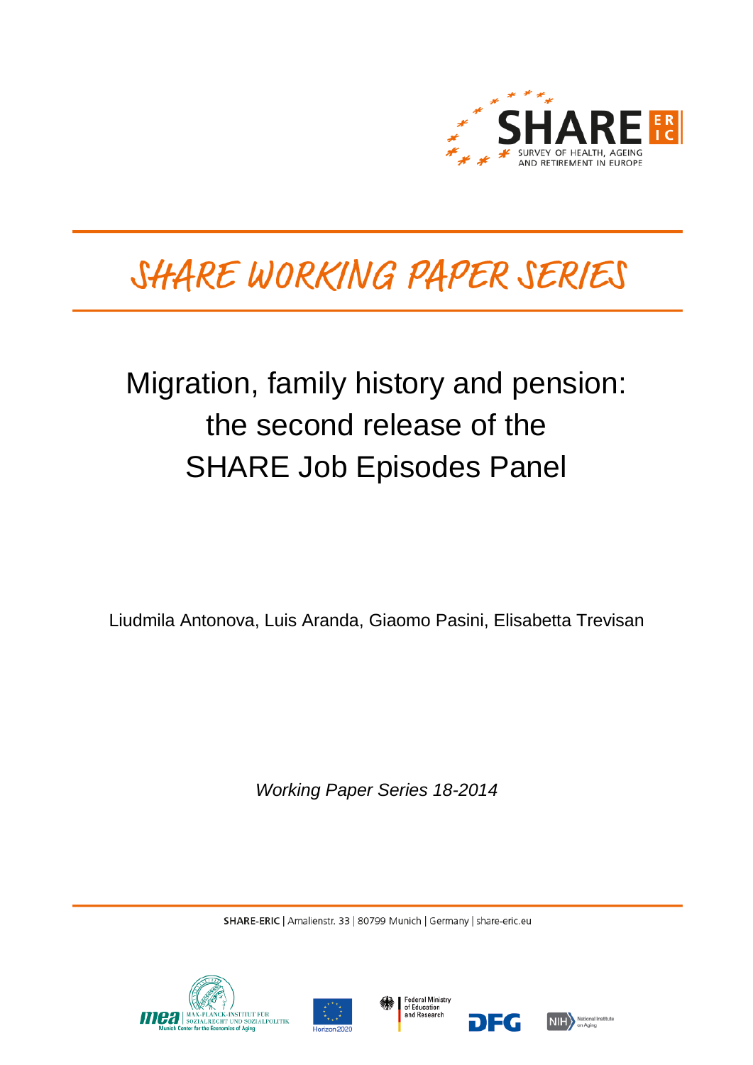# SHARE WORKING PAPER SERIES

## Migration, family history and pension: the second release of the SHARE Job Episodes Panel

Liudmila Antonova, Luis Aranda, Giaomo Pasini, Elisabetta Trevisan

*Working Paper Series 18-2014*

**SHARE-ERIC** | Amalienstr. 33 | 80799 Munich | Germany | share-eric.eu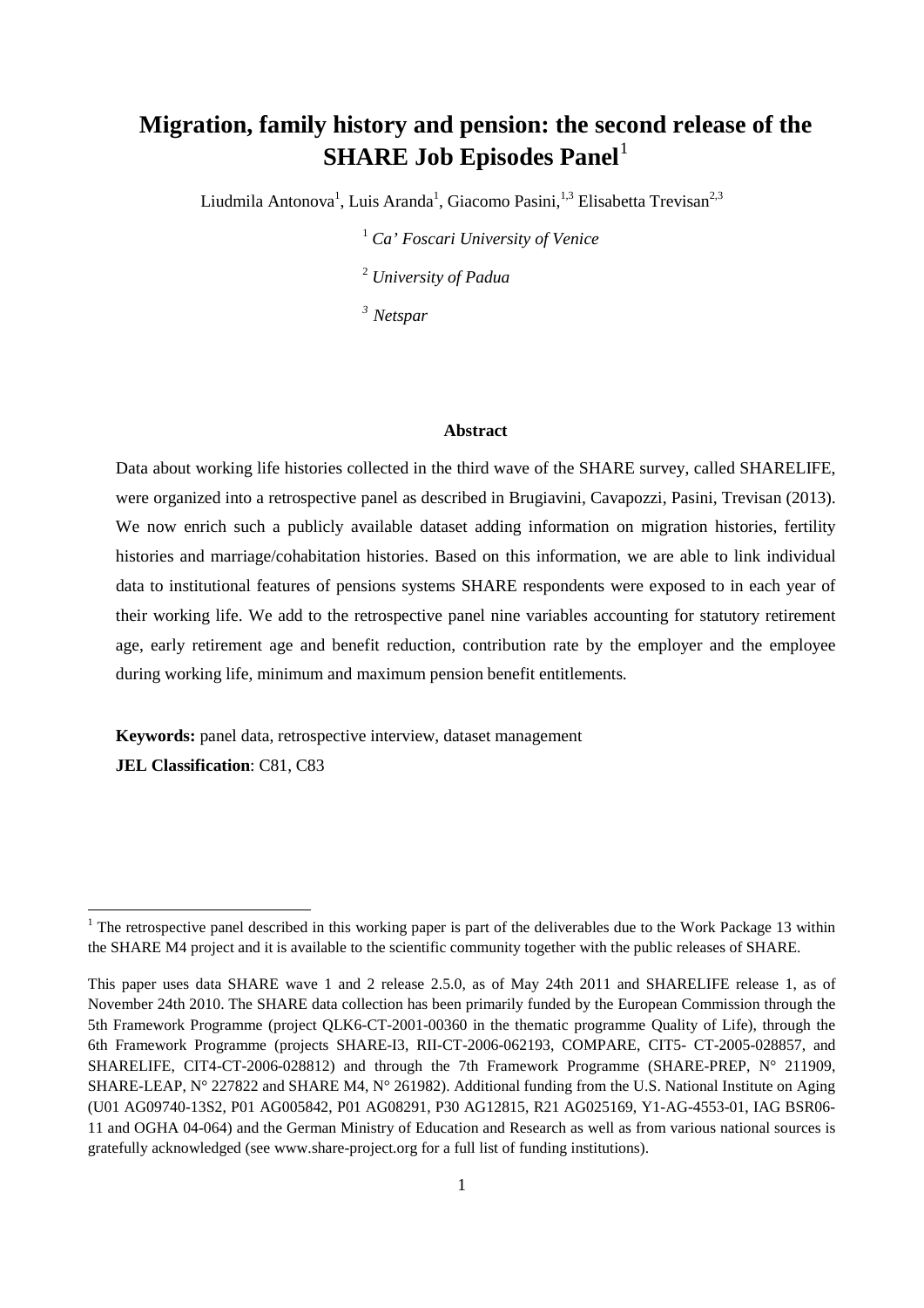# Migration, family history and pension: the second release of the SHARE Job Episodes Panel[1]

Liudmila Antonova[1], Luis Aranda[1], Giacomo Pasini,[1,3] Elisabetta Trevisan[2,3]

[1] *Ca' Foscari University of Venice*

[2] *University of Padua*

[3] *Netspar*

**Abstract**

Data about working life histories collected in the third wave of the SHARE survey, called SHARELIFE, were organized into a retrospective panel as described in Brugiavini, Cavapozzi, Pasini, Trevisan (2013). We now enrich such a publicly available dataset adding information on migration histories, fertility histories and marriage/cohabitation histories. Based on this information, we are able to link individual data to institutional features of pensions systems SHARE respondents were exposed to in each year of their working life. We add to the retrospective panel nine variables accounting for statutory retirement age, early retirement age and benefit reduction, contribution rate by the employer and the employee during working life, minimum and maximum pension benefit entitlements.

**Keywords:** panel data, retrospective interview, dataset management

**JEL Classification**: C81, C83

---

[1] The retrospective panel described in this working paper is part of the deliverables due to the Work Package 13 within the SHARE M4 project and it is available to the scientific community together with the public releases of SHARE.

This paper uses data SHARE wave 1 and 2 release 2.5.0, as of May 24th 2011 and SHARELIFE release 1, as of November 24th 2010. The SHARE data collection has been primarily funded by the European Commission through the 5th Framework Programme (project QLK6-CT-2001-00360 in the thematic programme Quality of Life), through the 6th Framework Programme (projects SHARE-I3, RII-CT-2006-062193, COMPARE, CIT5- CT-2005-028857, and SHARELIFE, CIT4-CT-2006-028812) and through the 7th Framework Programme (SHARE-PREP, N° 211909, SHARE-LEAP, N° 227822 and SHARE M4, N° 261982). Additional funding from the U.S. National Institute on Aging (U01 AG09740-13S2, P01 AG005842, P01 AG08291, P30 AG12815, R21 AG025169, Y1-AG-4553-01, IAG BSR06-11 and OGHA 04-064) and the German Ministry of Education and Research as well as from various national sources is gratefully acknowledged (see www.share-project.org for a full list of funding institutions).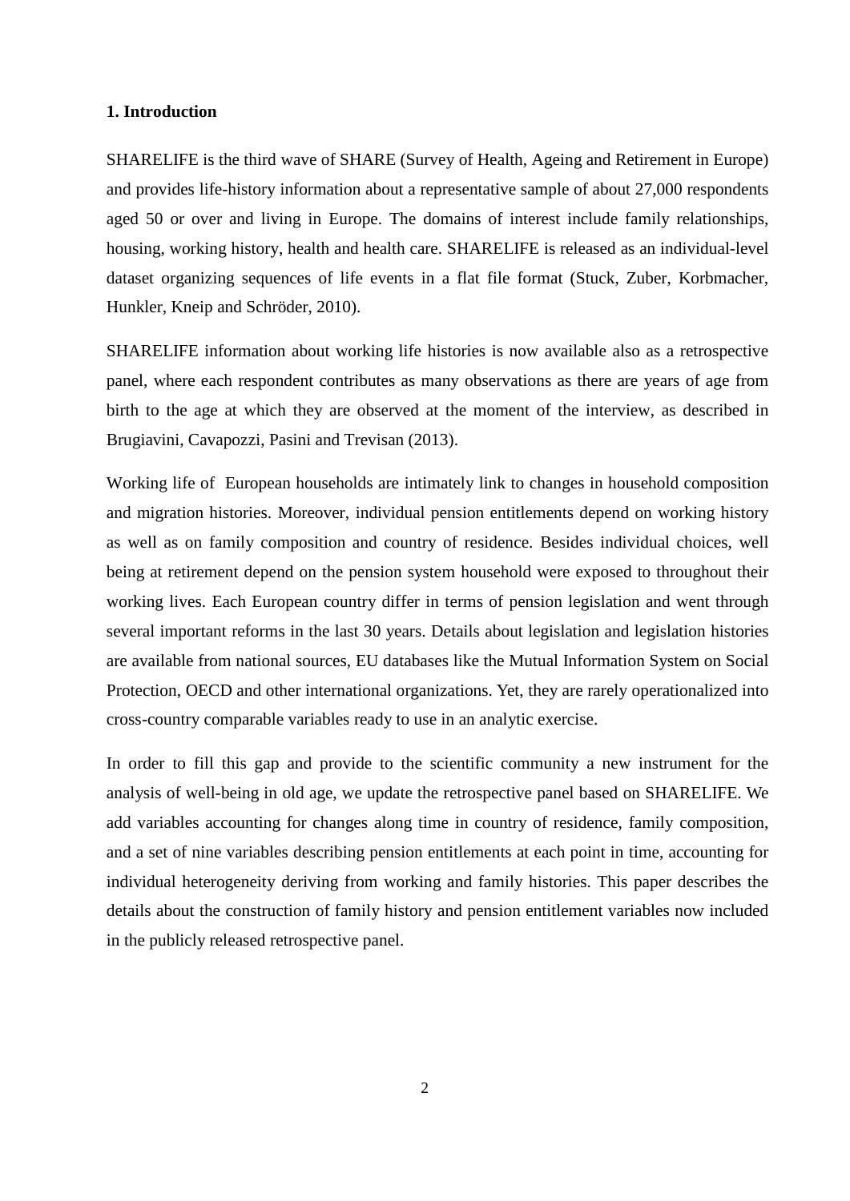## 1. Introduction

SHARELIFE is the third wave of SHARE (Survey of Health, Ageing and Retirement in Europe) and provides life-history information about a representative sample of about 27,000 respondents aged 50 or over and living in Europe. The domains of interest include family relationships, housing, working history, health and health care. SHARELIFE is released as an individual-level dataset organizing sequences of life events in a flat file format (Stuck, Zuber, Korbmacher, Hunkler, Kneip and Schröder, 2010).

SHARELIFE information about working life histories is now available also as a retrospective panel, where each respondent contributes as many observations as there are years of age from birth to the age at which they are observed at the moment of the interview, as described in Brugiavini, Cavapozzi, Pasini and Trevisan (2013).

Working life of European households are intimately link to changes in household composition and migration histories. Moreover, individual pension entitlements depend on working history as well as on family composition and country of residence. Besides individual choices, well being at retirement depend on the pension system household were exposed to throughout their working lives. Each European country differ in terms of pension legislation and went through several important reforms in the last 30 years. Details about legislation and legislation histories are available from national sources, EU databases like the Mutual Information System on Social Protection, OECD and other international organizations. Yet, they are rarely operationalized into cross-country comparable variables ready to use in an analytic exercise.

In order to fill this gap and provide to the scientific community a new instrument for the analysis of well-being in old age, we update the retrospective panel based on SHARELIFE. We add variables accounting for changes along time in country of residence, family composition, and a set of nine variables describing pension entitlements at each point in time, accounting for individual heterogeneity deriving from working and family histories. This paper describes the details about the construction of family history and pension entitlement variables now included in the publicly released retrospective panel.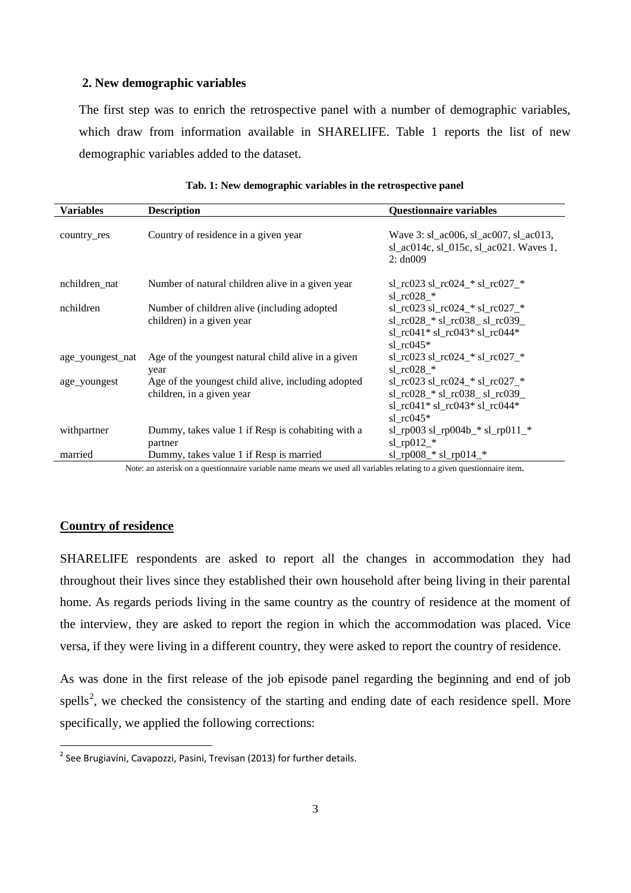## 2. New demographic variables

The first step was to enrich the retrospective panel with a number of demographic variables, which draw from information available in SHARELIFE. Table 1 reports the list of new demographic variables added to the dataset.

**Tab. 1: New demographic variables in the retrospective panel**

| Variables | Description | Questionnaire variables |
|---|---|---|
| country_res | Country of residence in a given year | Wave 3: sl_ac006, sl_ac007, sl_ac013, sl_ac014c, sl_015c, sl_ac021. Waves 1, 2: dn009 |
| nchildren_nat | Number of natural children alive in a given year | sl_rc023 sl_rc024_* sl_rc027_* sl_rc028_* |
| nchildren | Number of children alive (including adopted children) in a given year | sl_rc023 sl_rc024_* sl_rc027_* sl_rc028_* sl_rc038_ sl_rc039_ sl_rc041* sl_rc043* sl_rc044* sl_rc045* |
| age_youngest_nat | Age of the youngest natural child alive in a given year | sl_rc023 sl_rc024_* sl_rc027_* sl_rc028_* |
| age_youngest | Age of the youngest child alive, including adopted children, in a given year | sl_rc023 sl_rc024_* sl_rc027_* sl_rc028_* sl_rc038_ sl_rc039_ sl_rc041* sl_rc043* sl_rc044* sl_rc045* |
| withpartner | Dummy, takes value 1 if Resp is cohabiting with a partner | sl_rp003 sl_rp004b_* sl_rp011_* sl_rp012_* |
| married | Dummy, takes value 1 if Resp is married | sl_rp008_* sl_rp014_* |

Note: an asterisk on a questionnaire variable name means we used all variables relating to a given questionnaire item.

**Country of residence**

SHARELIFE respondents are asked to report all the changes in accommodation they had throughout their lives since they established their own household after being living in their parental home. As regards periods living in the same country as the country of residence at the moment of the interview, they are asked to report the region in which the accommodation was placed. Vice versa, if they were living in a different country, they were asked to report the country of residence.

As was done in the first release of the job episode panel regarding the beginning and end of job spells[2], we checked the consistency of the starting and ending date of each residence spell. More specifically, we applied the following corrections:

[2] See Brugiavini, Cavapozzi, Pasini, Trevisan (2013) for further details.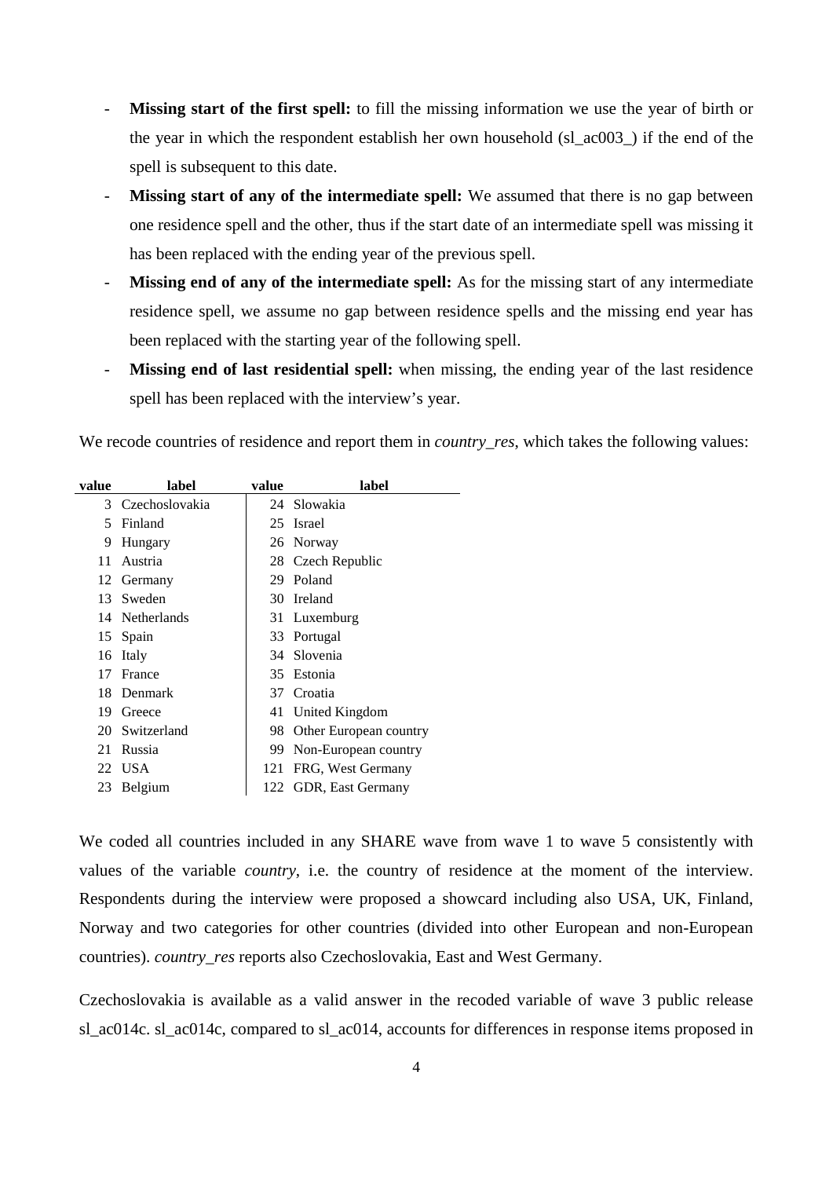- **Missing start of the first spell:** to fill the missing information we use the year of birth or the year in which the respondent establish her own household (sl_ac003_) if the end of the spell is subsequent to this date.
- **Missing start of any of the intermediate spell:** We assumed that there is no gap between one residence spell and the other, thus if the start date of an intermediate spell was missing it has been replaced with the ending year of the previous spell.
- **Missing end of any of the intermediate spell:** As for the missing start of any intermediate residence spell, we assume no gap between residence spells and the missing end year has been replaced with the starting year of the following spell.
- **Missing end of last residential spell:** when missing, the ending year of the last residence spell has been replaced with the interview's year.

We recode countries of residence and report them in *country_res*, which takes the following values:

| value | label | value | label |
|---|---|---|---|
| 3 | Czechoslovakia | 24 | Slowakia |
| 5 | Finland | 25 | Israel |
| 9 | Hungary | 26 | Norway |
| 11 | Austria | 28 | Czech Republic |
| 12 | Germany | 29 | Poland |
| 13 | Sweden | 30 | Ireland |
| 14 | Netherlands | 31 | Luxemburg |
| 15 | Spain | 33 | Portugal |
| 16 | Italy | 34 | Slovenia |
| 17 | France | 35 | Estonia |
| 18 | Denmark | 37 | Croatia |
| 19 | Greece | 41 | United Kingdom |
| 20 | Switzerland | 98 | Other European country |
| 21 | Russia | 99 | Non-European country |
| 22 | USA | 121 | FRG, West Germany |
| 23 | Belgium | 122 | GDR, East Germany |

We coded all countries included in any SHARE wave from wave 1 to wave 5 consistently with values of the variable *country*, i.e. the country of residence at the moment of the interview. Respondents during the interview were proposed a showcard including also USA, UK, Finland, Norway and two categories for other countries (divided into other European and non-European countries). *country_res* reports also Czechoslovakia, East and West Germany.

Czechoslovakia is available as a valid answer in the recoded variable of wave 3 public release sl_ac014c. sl_ac014c, compared to sl_ac014, accounts for differences in response items proposed in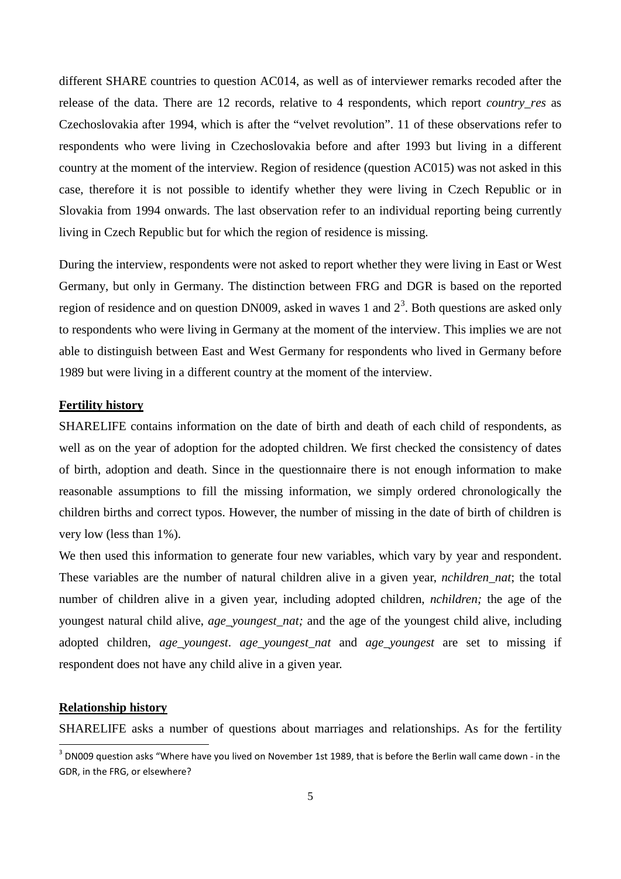different SHARE countries to question AC014, as well as of interviewer remarks recoded after the release of the data. There are 12 records, relative to 4 respondents, which report *country_res* as Czechoslovakia after 1994, which is after the "velvet revolution". 11 of these observations refer to respondents who were living in Czechoslovakia before and after 1993 but living in a different country at the moment of the interview. Region of residence (question AC015) was not asked in this case, therefore it is not possible to identify whether they were living in Czech Republic or in Slovakia from 1994 onwards. The last observation refer to an individual reporting being currently living in Czech Republic but for which the region of residence is missing.

During the interview, respondents were not asked to report whether they were living in East or West Germany, but only in Germany. The distinction between FRG and DGR is based on the reported region of residence and on question DN009, asked in waves 1 and 2[3]. Both questions are asked only to respondents who were living in Germany at the moment of the interview. This implies we are not able to distinguish between East and West Germany for respondents who lived in Germany before 1989 but were living in a different country at the moment of the interview.

**Fertility history**

SHARELIFE contains information on the date of birth and death of each child of respondents, as well as on the year of adoption for the adopted children. We first checked the consistency of dates of birth, adoption and death. Since in the questionnaire there is not enough information to make reasonable assumptions to fill the missing information, we simply ordered chronologically the children births and correct typos. However, the number of missing in the date of birth of children is very low (less than 1%).

We then used this information to generate four new variables, which vary by year and respondent. These variables are the number of natural children alive in a given year, *nchildren_nat*; the total number of children alive in a given year, including adopted children, *nchildren;* the age of the youngest natural child alive, *age_youngest_nat;* and the age of the youngest child alive, including adopted children, *age_youngest*. *age_youngest_nat* and *age_youngest* are set to missing if respondent does not have any child alive in a given year.

**Relationship history**

SHARELIFE asks a number of questions about marriages and relationships. As for the fertility

[3] DN009 question asks "Where have you lived on November 1st 1989, that is before the Berlin wall came down - in the GDR, in the FRG, or elsewhere?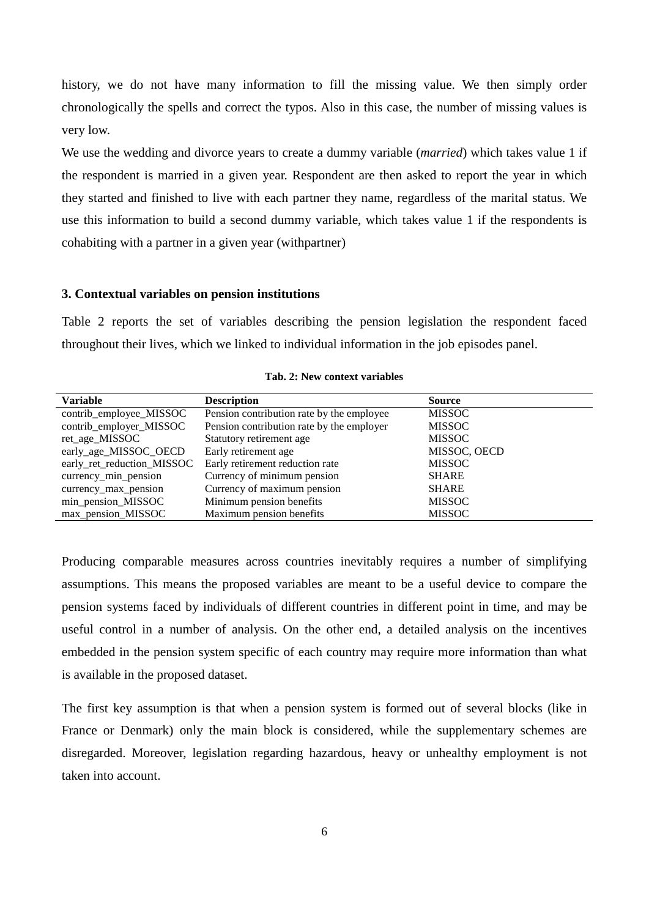history, we do not have many information to fill the missing value. We then simply order chronologically the spells and correct the typos. Also in this case, the number of missing values is very low.

We use the wedding and divorce years to create a dummy variable (*married*) which takes value 1 if the respondent is married in a given year. Respondent are then asked to report the year in which they started and finished to live with each partner they name, regardless of the marital status. We use this information to build a second dummy variable, which takes value 1 if the respondents is cohabiting with a partner in a given year (withpartner)

### 3. Contextual variables on pension institutions

Table 2 reports the set of variables describing the pension legislation the respondent faced throughout their lives, which we linked to individual information in the job episodes panel.

**Tab. 2: New context variables**

| Variable | Description | Source |
|---|---|---|
| contrib_employee_MISSOC | Pension contribution rate by the employee | MISSOC |
| contrib_employer_MISSOC | Pension contribution rate by the employer | MISSOC |
| ret_age_MISSOC | Statutory retirement age | MISSOC |
| early_age_MISSOC_OECD | Early retirement age | MISSOC, OECD |
| early_ret_reduction_MISSOC | Early retirement reduction rate | MISSOC |
| currency_min_pension | Currency of minimum pension | SHARE |
| currency_max_pension | Currency of maximum pension | SHARE |
| min_pension_MISSOC | Minimum pension benefits | MISSOC |
| max_pension_MISSOC | Maximum pension benefits | MISSOC |

Producing comparable measures across countries inevitably requires a number of simplifying assumptions. This means the proposed variables are meant to be a useful device to compare the pension systems faced by individuals of different countries in different point in time, and may be useful control in a number of analysis. On the other end, a detailed analysis on the incentives embedded in the pension system specific of each country may require more information than what is available in the proposed dataset.

The first key assumption is that when a pension system is formed out of several blocks (like in France or Denmark) only the main block is considered, while the supplementary schemes are disregarded. Moreover, legislation regarding hazardous, heavy or unhealthy employment is not taken into account.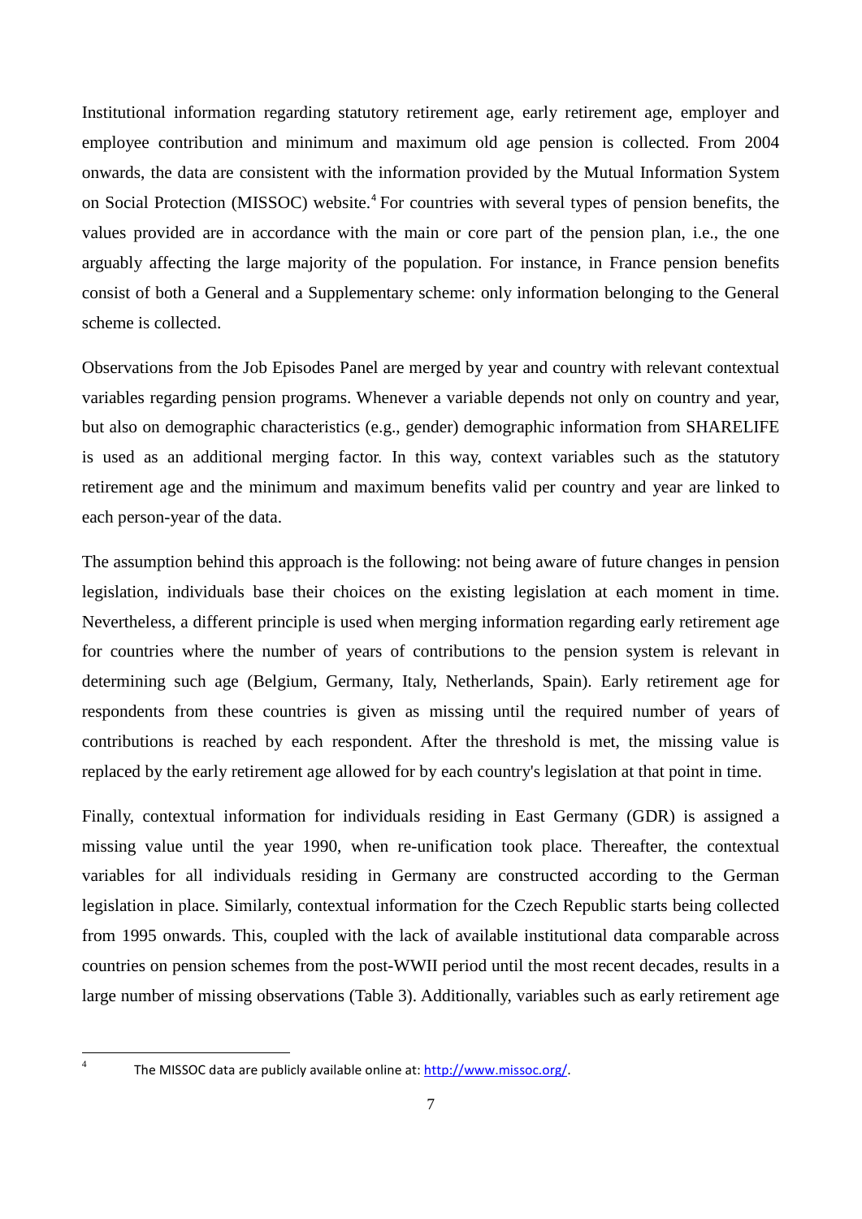Institutional information regarding statutory retirement age, early retirement age, employer and employee contribution and minimum and maximum old age pension is collected. From 2004 onwards, the data are consistent with the information provided by the Mutual Information System on Social Protection (MISSOC) website.[4] For countries with several types of pension benefits, the values provided are in accordance with the main or core part of the pension plan, i.e., the one arguably affecting the large majority of the population. For instance, in France pension benefits consist of both a General and a Supplementary scheme: only information belonging to the General scheme is collected.

Observations from the Job Episodes Panel are merged by year and country with relevant contextual variables regarding pension programs. Whenever a variable depends not only on country and year, but also on demographic characteristics (e.g., gender) demographic information from SHARELIFE is used as an additional merging factor. In this way, context variables such as the statutory retirement age and the minimum and maximum benefits valid per country and year are linked to each person-year of the data.

The assumption behind this approach is the following: not being aware of future changes in pension legislation, individuals base their choices on the existing legislation at each moment in time. Nevertheless, a different principle is used when merging information regarding early retirement age for countries where the number of years of contributions to the pension system is relevant in determining such age (Belgium, Germany, Italy, Netherlands, Spain). Early retirement age for respondents from these countries is given as missing until the required number of years of contributions is reached by each respondent. After the threshold is met, the missing value is replaced by the early retirement age allowed for by each country's legislation at that point in time.

Finally, contextual information for individuals residing in East Germany (GDR) is assigned a missing value until the year 1990, when re-unification took place. Thereafter, the contextual variables for all individuals residing in Germany are constructed according to the German legislation in place. Similarly, contextual information for the Czech Republic starts being collected from 1995 onwards. This, coupled with the lack of available institutional data comparable across countries on pension schemes from the post-WWII period until the most recent decades, results in a large number of missing observations (Table 3). Additionally, variables such as early retirement age

[4] The MISSOC data are publicly available online at: http://www.missoc.org/.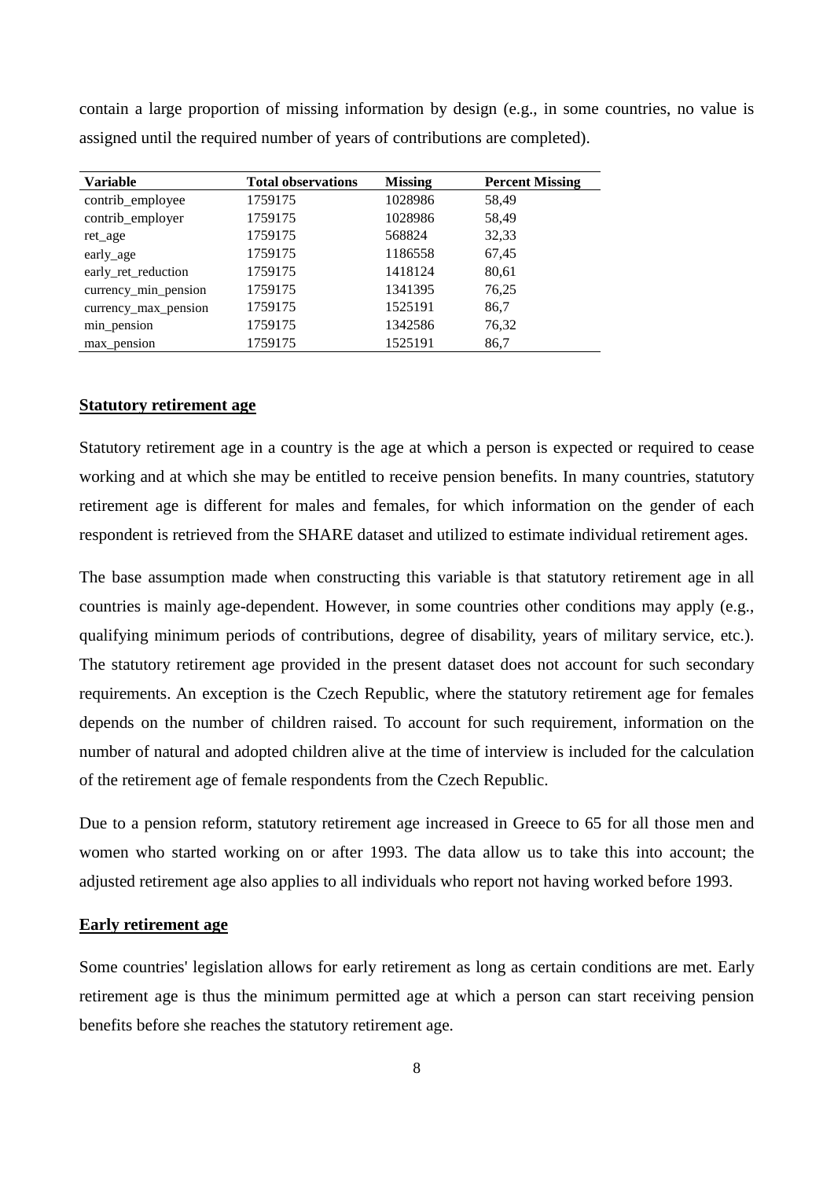contain a large proportion of missing information by design (e.g., in some countries, no value is assigned until the required number of years of contributions are completed).

| Variable | Total observations | Missing | Percent Missing |
|---|---|---|---|
| contrib_employee | 1759175 | 1028986 | 58,49 |
| contrib_employer | 1759175 | 1028986 | 58,49 |
| ret_age | 1759175 | 568824 | 32,33 |
| early_age | 1759175 | 1186558 | 67,45 |
| early_ret_reduction | 1759175 | 1418124 | 80,61 |
| currency_min_pension | 1759175 | 1341395 | 76,25 |
| currency_max_pension | 1759175 | 1525191 | 86,7 |
| min_pension | 1759175 | 1342586 | 76,32 |
| max_pension | 1759175 | 1525191 | 86,7 |

**Statutory retirement age**

Statutory retirement age in a country is the age at which a person is expected or required to cease working and at which she may be entitled to receive pension benefits. In many countries, statutory retirement age is different for males and females, for which information on the gender of each respondent is retrieved from the SHARE dataset and utilized to estimate individual retirement ages.

The base assumption made when constructing this variable is that statutory retirement age in all countries is mainly age-dependent. However, in some countries other conditions may apply (e.g., qualifying minimum periods of contributions, degree of disability, years of military service, etc.). The statutory retirement age provided in the present dataset does not account for such secondary requirements. An exception is the Czech Republic, where the statutory retirement age for females depends on the number of children raised. To account for such requirement, information on the number of natural and adopted children alive at the time of interview is included for the calculation of the retirement age of female respondents from the Czech Republic.

Due to a pension reform, statutory retirement age increased in Greece to 65 for all those men and women who started working on or after 1993. The data allow us to take this into account; the adjusted retirement age also applies to all individuals who report not having worked before 1993.

**Early retirement age**

Some countries' legislation allows for early retirement as long as certain conditions are met. Early retirement age is thus the minimum permitted age at which a person can start receiving pension benefits before she reaches the statutory retirement age.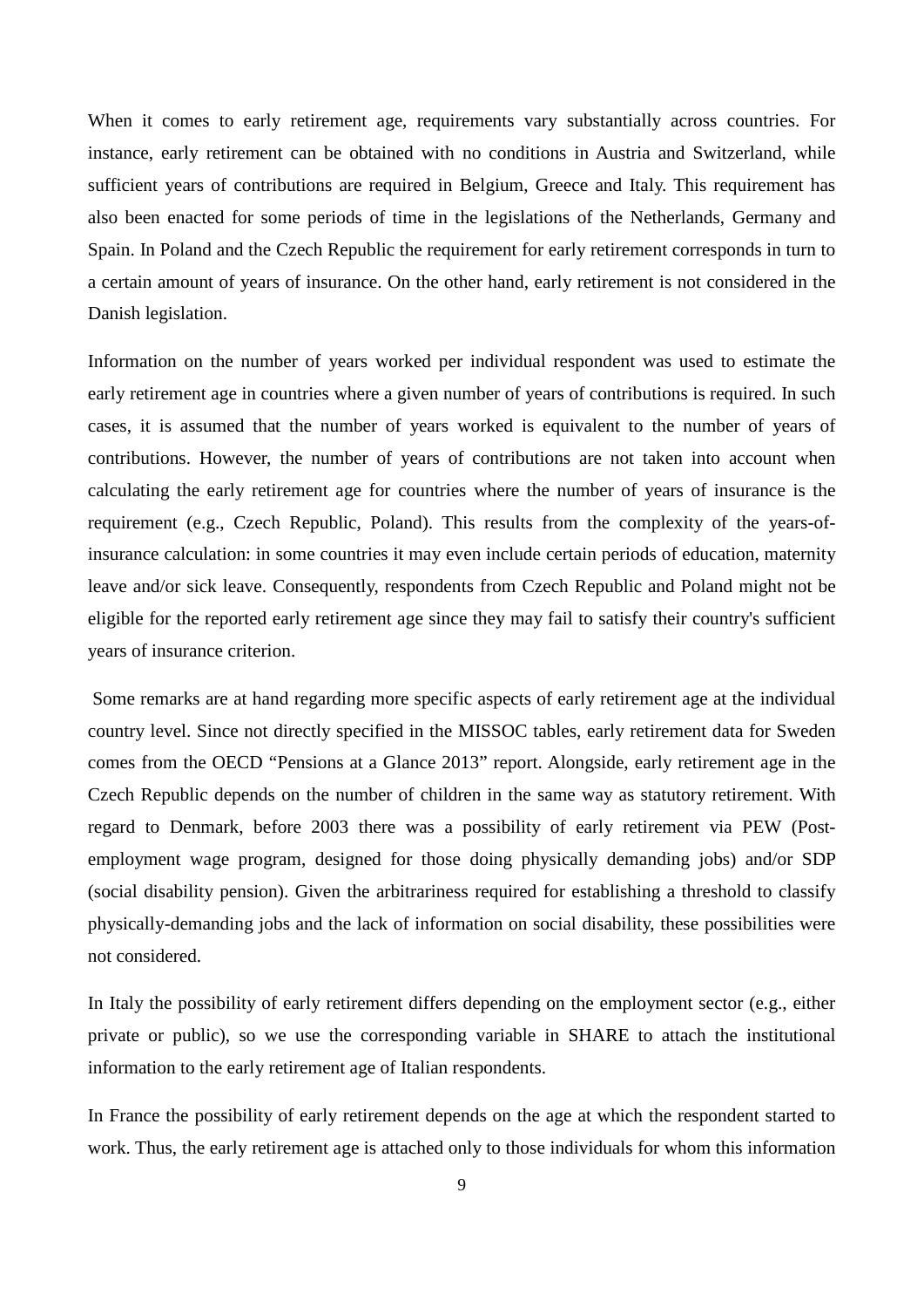When it comes to early retirement age, requirements vary substantially across countries. For instance, early retirement can be obtained with no conditions in Austria and Switzerland, while sufficient years of contributions are required in Belgium, Greece and Italy. This requirement has also been enacted for some periods of time in the legislations of the Netherlands, Germany and Spain. In Poland and the Czech Republic the requirement for early retirement corresponds in turn to a certain amount of years of insurance. On the other hand, early retirement is not considered in the Danish legislation.

Information on the number of years worked per individual respondent was used to estimate the early retirement age in countries where a given number of years of contributions is required. In such cases, it is assumed that the number of years worked is equivalent to the number of years of contributions. However, the number of years of contributions are not taken into account when calculating the early retirement age for countries where the number of years of insurance is the requirement (e.g., Czech Republic, Poland). This results from the complexity of the years-of-insurance calculation: in some countries it may even include certain periods of education, maternity leave and/or sick leave. Consequently, respondents from Czech Republic and Poland might not be eligible for the reported early retirement age since they may fail to satisfy their country's sufficient years of insurance criterion.

Some remarks are at hand regarding more specific aspects of early retirement age at the individual country level. Since not directly specified in the MISSOC tables, early retirement data for Sweden comes from the OECD "Pensions at a Glance 2013" report. Alongside, early retirement age in the Czech Republic depends on the number of children in the same way as statutory retirement. With regard to Denmark, before 2003 there was a possibility of early retirement via PEW (Post-employment wage program, designed for those doing physically demanding jobs) and/or SDP (social disability pension). Given the arbitrariness required for establishing a threshold to classify physically-demanding jobs and the lack of information on social disability, these possibilities were not considered.

In Italy the possibility of early retirement differs depending on the employment sector (e.g., either private or public), so we use the corresponding variable in SHARE to attach the institutional information to the early retirement age of Italian respondents.

In France the possibility of early retirement depends on the age at which the respondent started to work. Thus, the early retirement age is attached only to those individuals for whom this information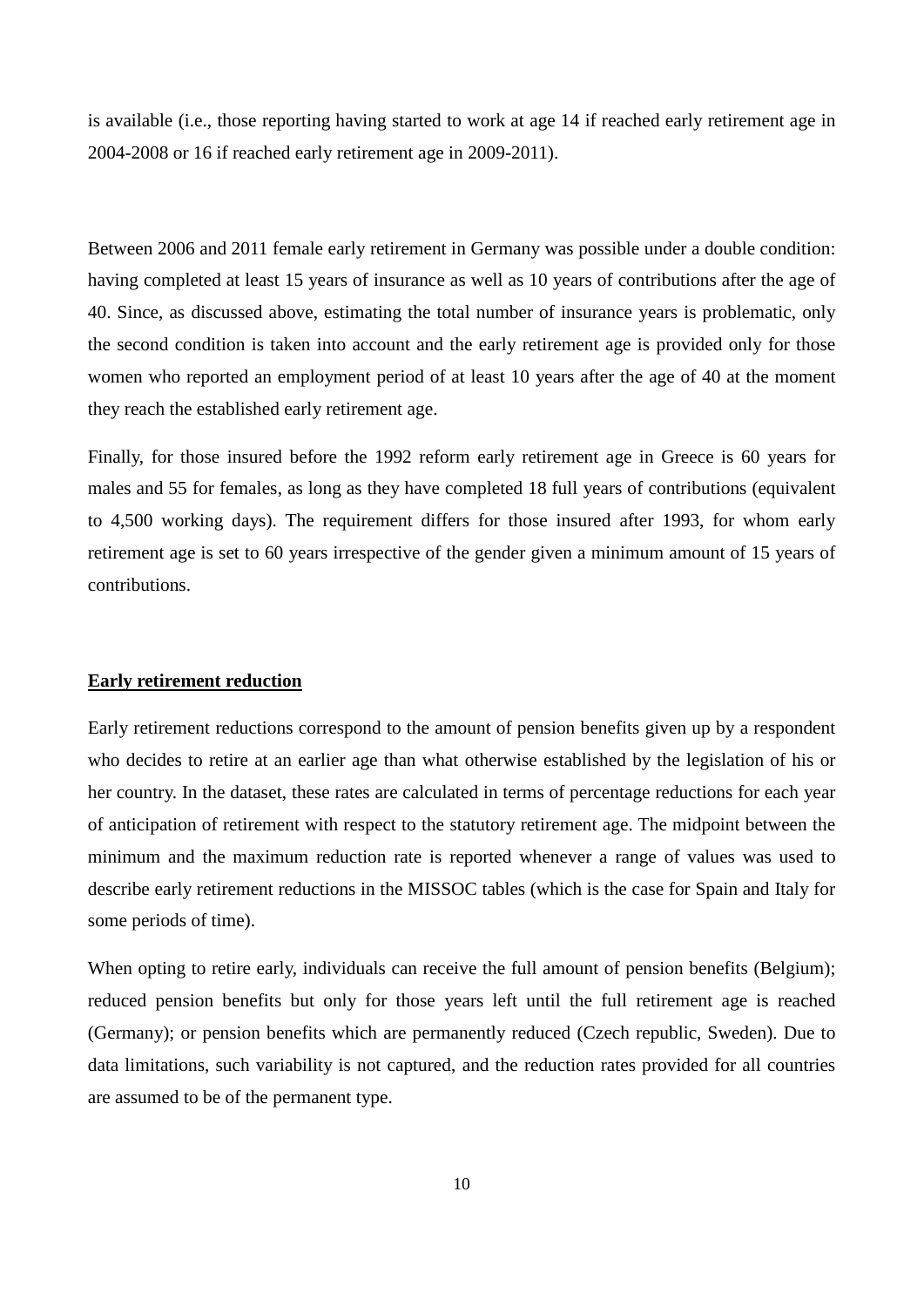is available (i.e., those reporting having started to work at age 14 if reached early retirement age in 2004-2008 or 16 if reached early retirement age in 2009-2011).

Between 2006 and 2011 female early retirement in Germany was possible under a double condition: having completed at least 15 years of insurance as well as 10 years of contributions after the age of 40. Since, as discussed above, estimating the total number of insurance years is problematic, only the second condition is taken into account and the early retirement age is provided only for those women who reported an employment period of at least 10 years after the age of 40 at the moment they reach the established early retirement age.

Finally, for those insured before the 1992 reform early retirement age in Greece is 60 years for males and 55 for females, as long as they have completed 18 full years of contributions (equivalent to 4,500 working days). The requirement differs for those insured after 1993, for whom early retirement age is set to 60 years irrespective of the gender given a minimum amount of 15 years of contributions.

## Early retirement reduction

Early retirement reductions correspond to the amount of pension benefits given up by a respondent who decides to retire at an earlier age than what otherwise established by the legislation of his or her country. In the dataset, these rates are calculated in terms of percentage reductions for each year of anticipation of retirement with respect to the statutory retirement age. The midpoint between the minimum and the maximum reduction rate is reported whenever a range of values was used to describe early retirement reductions in the MISSOC tables (which is the case for Spain and Italy for some periods of time).

When opting to retire early, individuals can receive the full amount of pension benefits (Belgium); reduced pension benefits but only for those years left until the full retirement age is reached (Germany); or pension benefits which are permanently reduced (Czech republic, Sweden). Due to data limitations, such variability is not captured, and the reduction rates provided for all countries are assumed to be of the permanent type.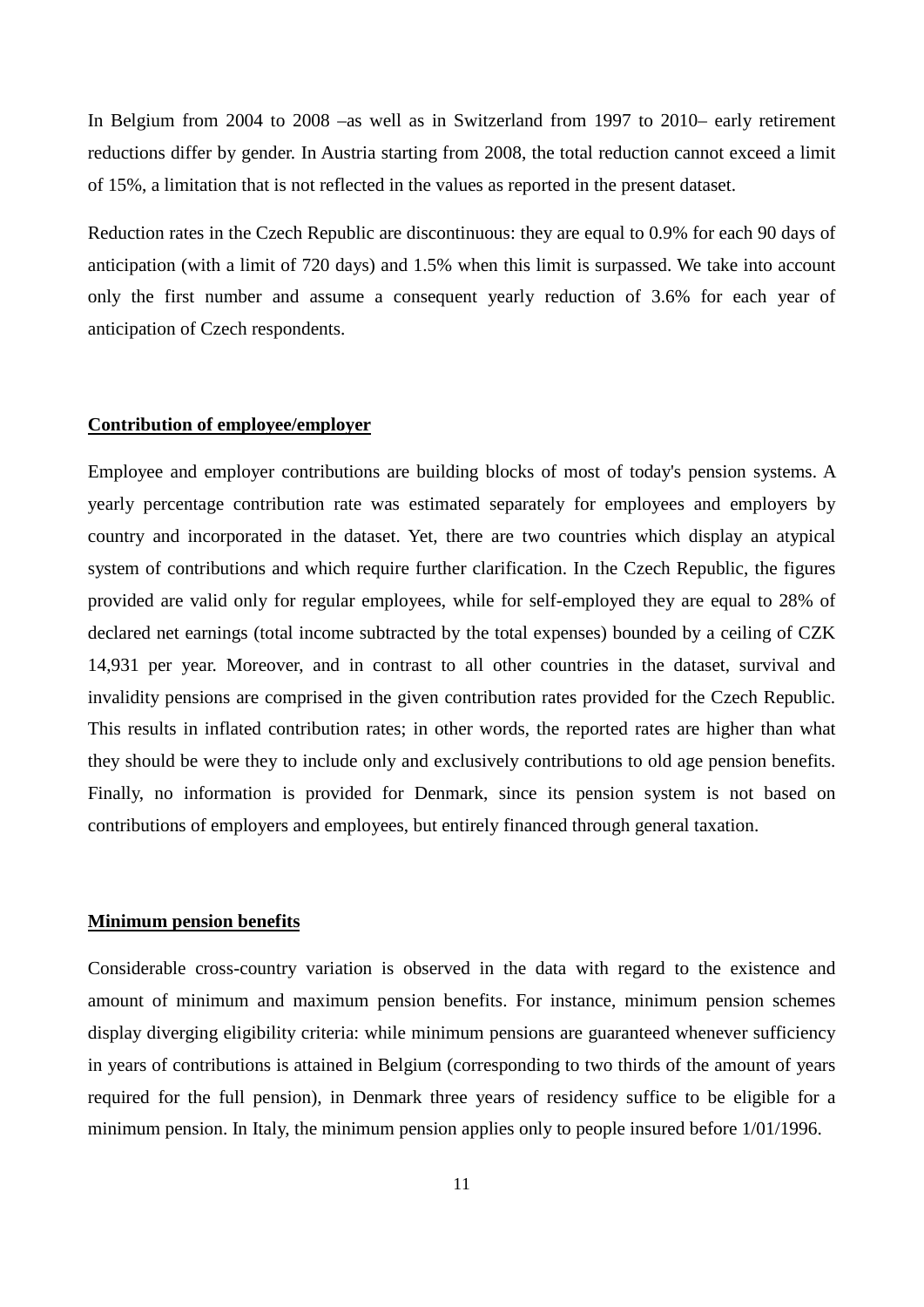In Belgium from 2004 to 2008 –as well as in Switzerland from 1997 to 2010– early retirement reductions differ by gender. In Austria starting from 2008, the total reduction cannot exceed a limit of 15%, a limitation that is not reflected in the values as reported in the present dataset.

Reduction rates in the Czech Republic are discontinuous: they are equal to 0.9% for each 90 days of anticipation (with a limit of 720 days) and 1.5% when this limit is surpassed. We take into account only the first number and assume a consequent yearly reduction of 3.6% for each year of anticipation of Czech respondents.

## Contribution of employee/employer

Employee and employer contributions are building blocks of most of today's pension systems. A yearly percentage contribution rate was estimated separately for employees and employers by country and incorporated in the dataset. Yet, there are two countries which display an atypical system of contributions and which require further clarification. In the Czech Republic, the figures provided are valid only for regular employees, while for self-employed they are equal to 28% of declared net earnings (total income subtracted by the total expenses) bounded by a ceiling of CZK 14,931 per year. Moreover, and in contrast to all other countries in the dataset, survival and invalidity pensions are comprised in the given contribution rates provided for the Czech Republic. This results in inflated contribution rates; in other words, the reported rates are higher than what they should be were they to include only and exclusively contributions to old age pension benefits. Finally, no information is provided for Denmark, since its pension system is not based on contributions of employers and employees, but entirely financed through general taxation.

## Minimum pension benefits

Considerable cross-country variation is observed in the data with regard to the existence and amount of minimum and maximum pension benefits. For instance, minimum pension schemes display diverging eligibility criteria: while minimum pensions are guaranteed whenever sufficiency in years of contributions is attained in Belgium (corresponding to two thirds of the amount of years required for the full pension), in Denmark three years of residency suffice to be eligible for a minimum pension. In Italy, the minimum pension applies only to people insured before 1/01/1996.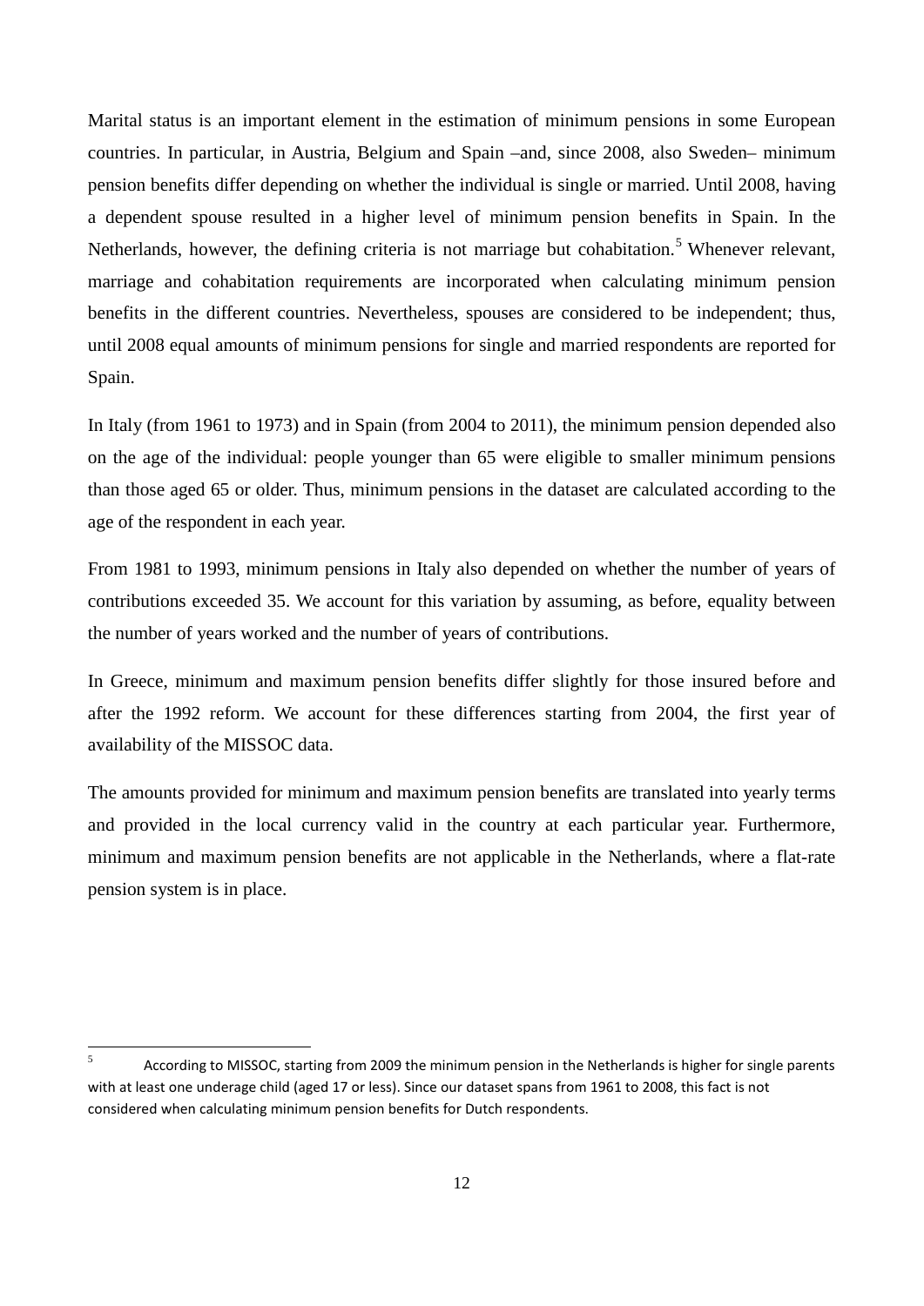Marital status is an important element in the estimation of minimum pensions in some European countries. In particular, in Austria, Belgium and Spain –and, since 2008, also Sweden– minimum pension benefits differ depending on whether the individual is single or married. Until 2008, having a dependent spouse resulted in a higher level of minimum pension benefits in Spain. In the Netherlands, however, the defining criteria is not marriage but cohabitation.[5] Whenever relevant, marriage and cohabitation requirements are incorporated when calculating minimum pension benefits in the different countries. Nevertheless, spouses are considered to be independent; thus, until 2008 equal amounts of minimum pensions for single and married respondents are reported for Spain.

In Italy (from 1961 to 1973) and in Spain (from 2004 to 2011), the minimum pension depended also on the age of the individual: people younger than 65 were eligible to smaller minimum pensions than those aged 65 or older. Thus, minimum pensions in the dataset are calculated according to the age of the respondent in each year.

From 1981 to 1993, minimum pensions in Italy also depended on whether the number of years of contributions exceeded 35. We account for this variation by assuming, as before, equality between the number of years worked and the number of years of contributions.

In Greece, minimum and maximum pension benefits differ slightly for those insured before and after the 1992 reform. We account for these differences starting from 2004, the first year of availability of the MISSOC data.

The amounts provided for minimum and maximum pension benefits are translated into yearly terms and provided in the local currency valid in the country at each particular year. Furthermore, minimum and maximum pension benefits are not applicable in the Netherlands, where a flat-rate pension system is in place.

[5] According to MISSOC, starting from 2009 the minimum pension in the Netherlands is higher for single parents with at least one underage child (aged 17 or less). Since our dataset spans from 1961 to 2008, this fact is not considered when calculating minimum pension benefits for Dutch respondents.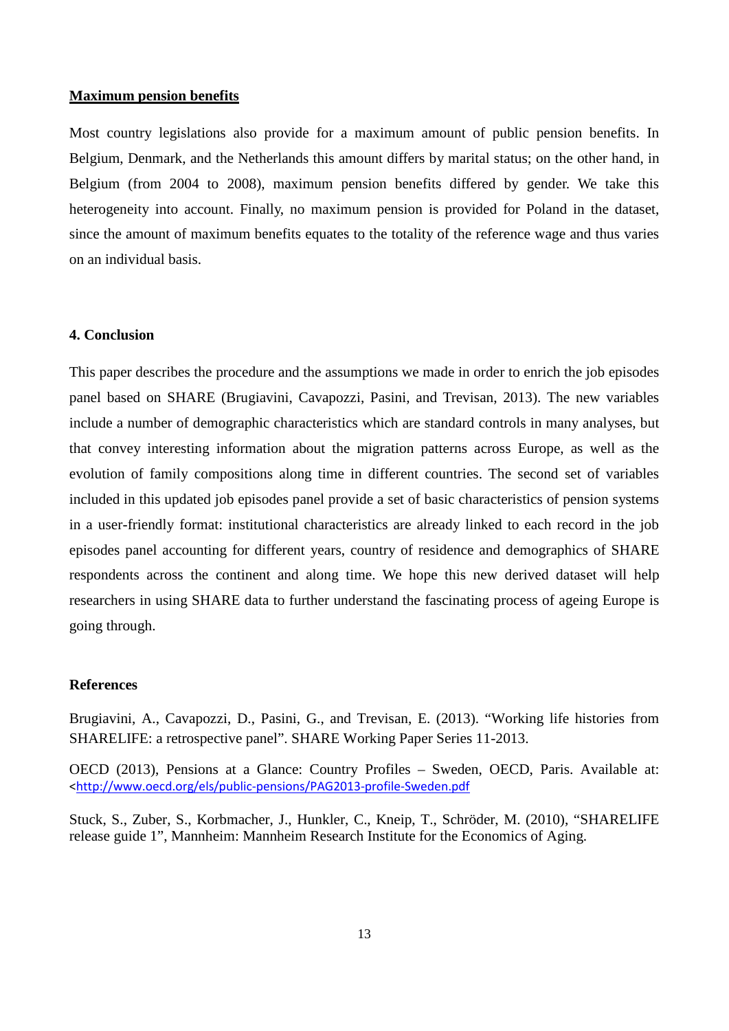**Maximum pension benefits**

Most country legislations also provide for a maximum amount of public pension benefits. In Belgium, Denmark, and the Netherlands this amount differs by marital status; on the other hand, in Belgium (from 2004 to 2008), maximum pension benefits differed by gender. We take this heterogeneity into account. Finally, no maximum pension is provided for Poland in the dataset, since the amount of maximum benefits equates to the totality of the reference wage and thus varies on an individual basis.

## 4. Conclusion

This paper describes the procedure and the assumptions we made in order to enrich the job episodes panel based on SHARE (Brugiavini, Cavapozzi, Pasini, and Trevisan, 2013). The new variables include a number of demographic characteristics which are standard controls in many analyses, but that convey interesting information about the migration patterns across Europe, as well as the evolution of family compositions along time in different countries. The second set of variables included in this updated job episodes panel provide a set of basic characteristics of pension systems in a user-friendly format: institutional characteristics are already linked to each record in the job episodes panel accounting for different years, country of residence and demographics of SHARE respondents across the continent and along time. We hope this new derived dataset will help researchers in using SHARE data to further understand the fascinating process of ageing Europe is going through.

## References

Brugiavini, A., Cavapozzi, D., Pasini, G., and Trevisan, E. (2013). "Working life histories from SHARELIFE: a retrospective panel". SHARE Working Paper Series 11-2013.

OECD (2013), Pensions at a Glance: Country Profiles – Sweden, OECD, Paris. Available at: <http://www.oecd.org/els/public-pensions/PAG2013-profile-Sweden.pdf

Stuck, S., Zuber, S., Korbmacher, J., Hunkler, C., Kneip, T., Schröder, M. (2010), "SHARELIFE release guide 1", Mannheim: Mannheim Research Institute for the Economics of Aging.